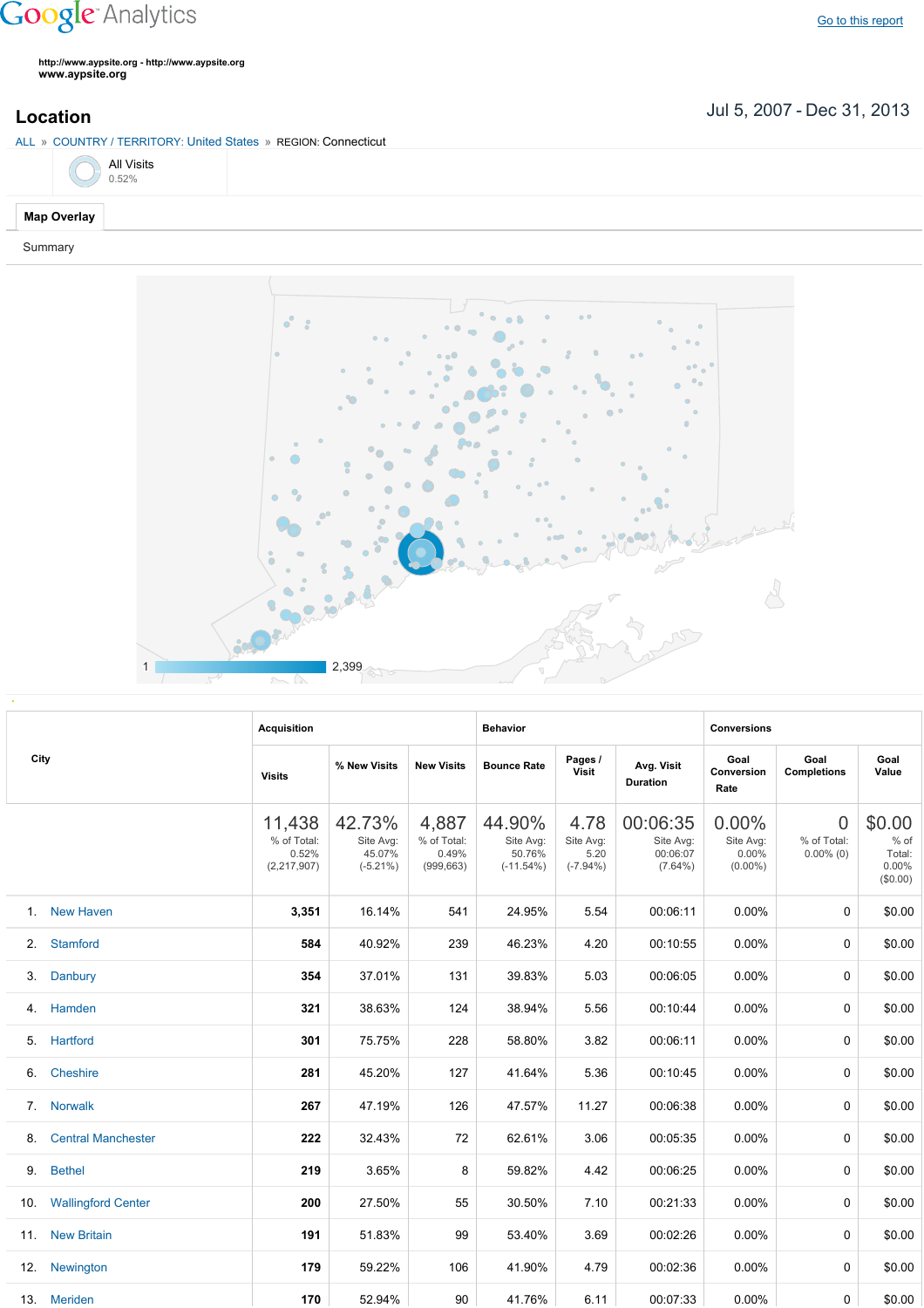Google Analytics

Go to this report

http://www.aypsite.org - http://www.aypsite.org
www.aypsite.org

## Location

Jul 5, 2007 - Dec 31, 2013

ALL » COUNTRY / TERRITORY: United States » REGION: Connecticut

All Visits
0.52%

**Map Overlay**

Summary

1 — 2,399

| City | Acquisition | | | Behavior | | | Conversions | | |
|---|---|---|---|---|---|---|---|---|---|
| | Visits | % New Visits | New Visits | Bounce Rate | Pages / Visit | Avg. Visit Duration | Goal Conversion Rate | Goal Completions | Goal Value |
| | 11,438 % of Total: 0.52% (2,217,907) | 42.73% Site Avg: 45.07% (-5.21%) | 4,887 % of Total: 0.49% (999,663) | 44.90% Site Avg: 50.76% (-11.54%) | 4.78 Site Avg: 5.20 (-7.94%) | 00:06:35 Site Avg: 00:06:07 (7.64%) | 0.00% Site Avg: 0.00% (0.00%) | 0 % of Total: 0.00% (0) | $0.00 % of Total: 0.00% ($0.00) |
| 1. New Haven | 3,351 | 16.14% | 541 | 24.95% | 5.54 | 00:06:11 | 0.00% | 0 | $0.00 |
| 2. Stamford | 584 | 40.92% | 239 | 46.23% | 4.20 | 00:10:55 | 0.00% | 0 | $0.00 |
| 3. Danbury | 354 | 37.01% | 131 | 39.83% | 5.03 | 00:06:05 | 0.00% | 0 | $0.00 |
| 4. Hamden | 321 | 38.63% | 124 | 38.94% | 5.56 | 00:10:44 | 0.00% | 0 | $0.00 |
| 5. Hartford | 301 | 75.75% | 228 | 58.80% | 3.82 | 00:06:11 | 0.00% | 0 | $0.00 |
| 6. Cheshire | 281 | 45.20% | 127 | 41.64% | 5.36 | 00:10:45 | 0.00% | 0 | $0.00 |
| 7. Norwalk | 267 | 47.19% | 126 | 47.57% | 11.27 | 00:06:38 | 0.00% | 0 | $0.00 |
| 8. Central Manchester | 222 | 32.43% | 72 | 62.61% | 3.06 | 00:05:35 | 0.00% | 0 | $0.00 |
| 9. Bethel | 219 | 3.65% | 8 | 59.82% | 4.42 | 00:06:25 | 0.00% | 0 | $0.00 |
| 10. Wallingford Center | 200 | 27.50% | 55 | 30.50% | 7.10 | 00:21:33 | 0.00% | 0 | $0.00 |
| 11. New Britain | 191 | 51.83% | 99 | 53.40% | 3.69 | 00:02:26 | 0.00% | 0 | $0.00 |
| 12. Newington | 179 | 59.22% | 106 | 41.90% | 4.79 | 00:02:36 | 0.00% | 0 | $0.00 |
| 13. Meriden | 170 | 52.94% | 90 | 41.76% | 6.11 | 00:07:33 | 0.00% | 0 | $0.00 |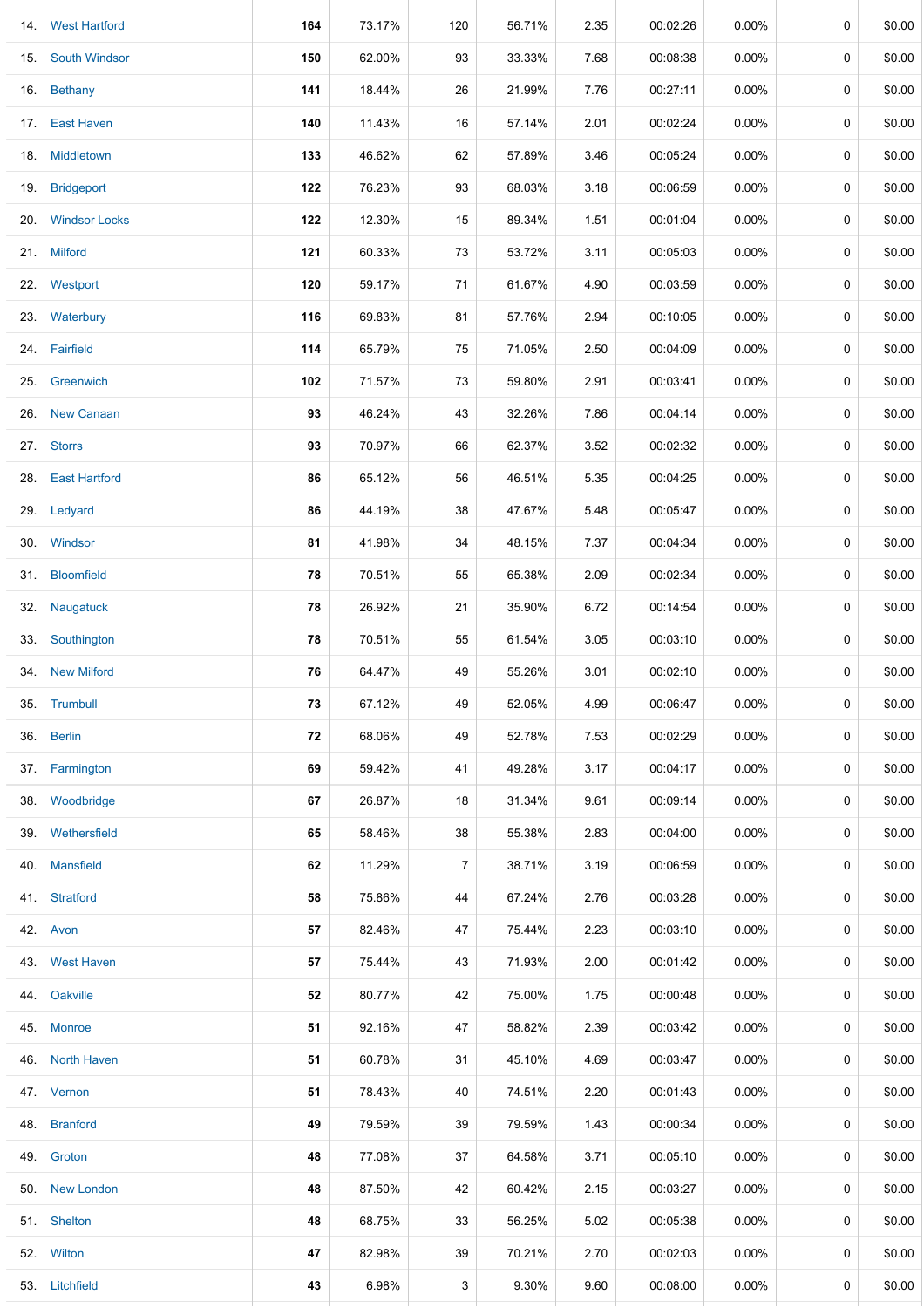| | | | | | | | | | |
|---|---|---|---|---|---|---|---|---|---|
| 14. | West Hartford | **164** | 73.17% | 120 | 56.71% | 2.35 | 00:02:26 | 0.00% | 0 | $0.00 |
| 15. | South Windsor | **150** | 62.00% | 93 | 33.33% | 7.68 | 00:08:38 | 0.00% | 0 | $0.00 |
| 16. | Bethany | **141** | 18.44% | 26 | 21.99% | 7.76 | 00:27:11 | 0.00% | 0 | $0.00 |
| 17. | East Haven | **140** | 11.43% | 16 | 57.14% | 2.01 | 00:02:24 | 0.00% | 0 | $0.00 |
| 18. | Middletown | **133** | 46.62% | 62 | 57.89% | 3.46 | 00:05:24 | 0.00% | 0 | $0.00 |
| 19. | Bridgeport | **122** | 76.23% | 93 | 68.03% | 3.18 | 00:06:59 | 0.00% | 0 | $0.00 |
| 20. | Windsor Locks | **122** | 12.30% | 15 | 89.34% | 1.51 | 00:01:04 | 0.00% | 0 | $0.00 |
| 21. | Milford | **121** | 60.33% | 73 | 53.72% | 3.11 | 00:05:03 | 0.00% | 0 | $0.00 |
| 22. | Westport | **120** | 59.17% | 71 | 61.67% | 4.90 | 00:03:59 | 0.00% | 0 | $0.00 |
| 23. | Waterbury | **116** | 69.83% | 81 | 57.76% | 2.94 | 00:10:05 | 0.00% | 0 | $0.00 |
| 24. | Fairfield | **114** | 65.79% | 75 | 71.05% | 2.50 | 00:04:09 | 0.00% | 0 | $0.00 |
| 25. | Greenwich | **102** | 71.57% | 73 | 59.80% | 2.91 | 00:03:41 | 0.00% | 0 | $0.00 |
| 26. | New Canaan | **93** | 46.24% | 43 | 32.26% | 7.86 | 00:04:14 | 0.00% | 0 | $0.00 |
| 27. | Storrs | **93** | 70.97% | 66 | 62.37% | 3.52 | 00:02:32 | 0.00% | 0 | $0.00 |
| 28. | East Hartford | **86** | 65.12% | 56 | 46.51% | 5.35 | 00:04:25 | 0.00% | 0 | $0.00 |
| 29. | Ledyard | **86** | 44.19% | 38 | 47.67% | 5.48 | 00:05:47 | 0.00% | 0 | $0.00 |
| 30. | Windsor | **81** | 41.98% | 34 | 48.15% | 7.37 | 00:04:34 | 0.00% | 0 | $0.00 |
| 31. | Bloomfield | **78** | 70.51% | 55 | 65.38% | 2.09 | 00:02:34 | 0.00% | 0 | $0.00 |
| 32. | Naugatuck | **78** | 26.92% | 21 | 35.90% | 6.72 | 00:14:54 | 0.00% | 0 | $0.00 |
| 33. | Southington | **78** | 70.51% | 55 | 61.54% | 3.05 | 00:03:10 | 0.00% | 0 | $0.00 |
| 34. | New Milford | **76** | 64.47% | 49 | 55.26% | 3.01 | 00:02:10 | 0.00% | 0 | $0.00 |
| 35. | Trumbull | **73** | 67.12% | 49 | 52.05% | 4.99 | 00:06:47 | 0.00% | 0 | $0.00 |
| 36. | Berlin | **72** | 68.06% | 49 | 52.78% | 7.53 | 00:02:29 | 0.00% | 0 | $0.00 |
| 37. | Farmington | **69** | 59.42% | 41 | 49.28% | 3.17 | 00:04:17 | 0.00% | 0 | $0.00 |
| 38. | Woodbridge | **67** | 26.87% | 18 | 31.34% | 9.61 | 00:09:14 | 0.00% | 0 | $0.00 |
| 39. | Wethersfield | **65** | 58.46% | 38 | 55.38% | 2.83 | 00:04:00 | 0.00% | 0 | $0.00 |
| 40. | Mansfield | **62** | 11.29% | 7 | 38.71% | 3.19 | 00:06:59 | 0.00% | 0 | $0.00 |
| 41. | Stratford | **58** | 75.86% | 44 | 67.24% | 2.76 | 00:03:28 | 0.00% | 0 | $0.00 |
| 42. | Avon | **57** | 82.46% | 47 | 75.44% | 2.23 | 00:03:10 | 0.00% | 0 | $0.00 |
| 43. | West Haven | **57** | 75.44% | 43 | 71.93% | 2.00 | 00:01:42 | 0.00% | 0 | $0.00 |
| 44. | Oakville | **52** | 80.77% | 42 | 75.00% | 1.75 | 00:00:48 | 0.00% | 0 | $0.00 |
| 45. | Monroe | **51** | 92.16% | 47 | 58.82% | 2.39 | 00:03:42 | 0.00% | 0 | $0.00 |
| 46. | North Haven | **51** | 60.78% | 31 | 45.10% | 4.69 | 00:03:47 | 0.00% | 0 | $0.00 |
| 47. | Vernon | **51** | 78.43% | 40 | 74.51% | 2.20 | 00:01:43 | 0.00% | 0 | $0.00 |
| 48. | Branford | **49** | 79.59% | 39 | 79.59% | 1.43 | 00:00:34 | 0.00% | 0 | $0.00 |
| 49. | Groton | **48** | 77.08% | 37 | 64.58% | 3.71 | 00:05:10 | 0.00% | 0 | $0.00 |
| 50. | New London | **48** | 87.50% | 42 | 60.42% | 2.15 | 00:03:27 | 0.00% | 0 | $0.00 |
| 51. | Shelton | **48** | 68.75% | 33 | 56.25% | 5.02 | 00:05:38 | 0.00% | 0 | $0.00 |
| 52. | Wilton | **47** | 82.98% | 39 | 70.21% | 2.70 | 00:02:03 | 0.00% | 0 | $0.00 |
| 53. | Litchfield | **43** | 6.98% | 3 | 9.30% | 9.60 | 00:08:00 | 0.00% | 0 | $0.00 |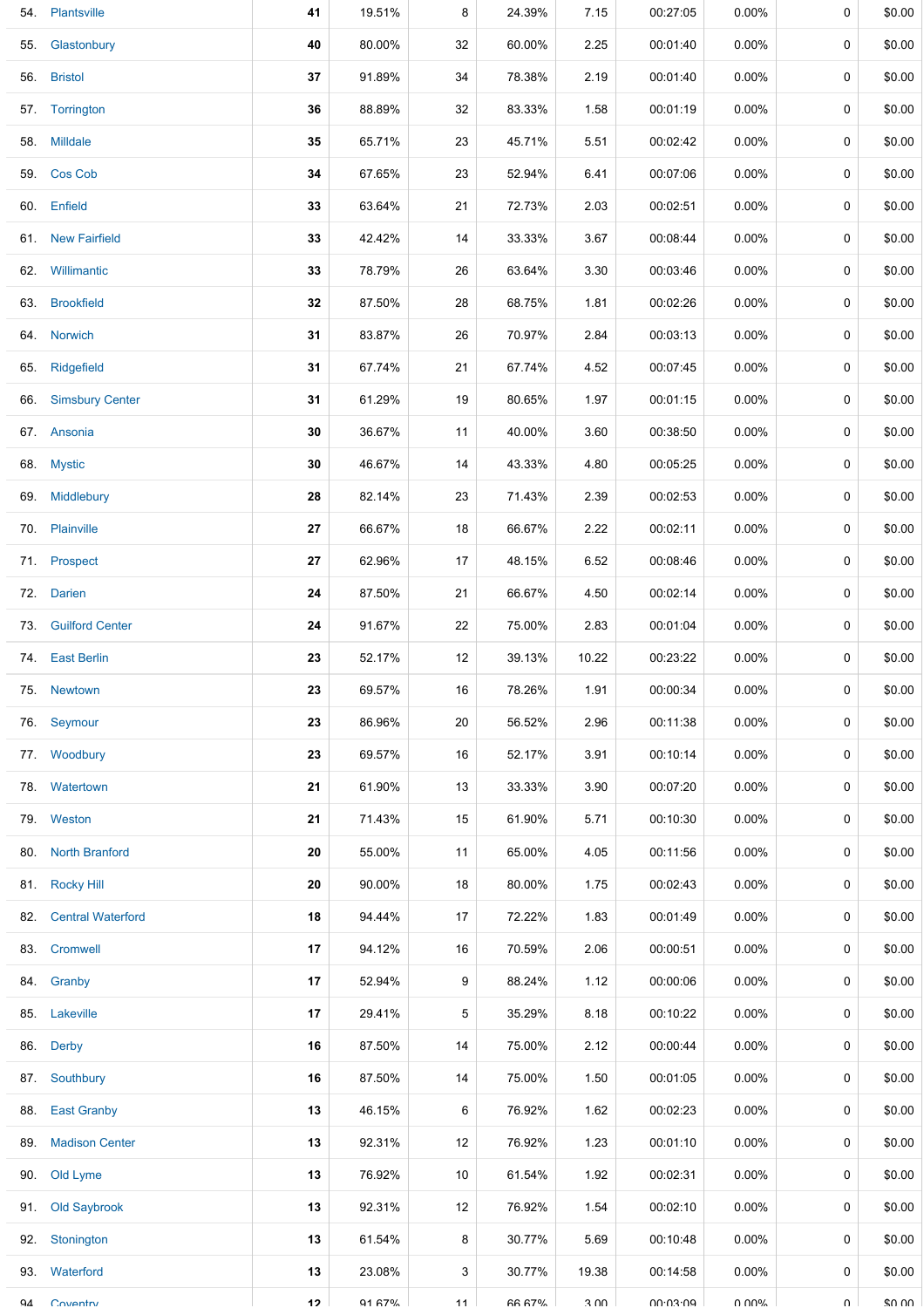| | | | | | | | | | | |
|---|---|---|---|---|---|---|---|---|---|---|
| 54. | Plantsville | 41 | 19.51% | 8 | 24.39% | 7.15 | 00:27:05 | 0.00% | 0 | $0.00 |
| 55. | Glastonbury | 40 | 80.00% | 32 | 60.00% | 2.25 | 00:01:40 | 0.00% | 0 | $0.00 |
| 56. | Bristol | 37 | 91.89% | 34 | 78.38% | 2.19 | 00:01:40 | 0.00% | 0 | $0.00 |
| 57. | Torrington | 36 | 88.89% | 32 | 83.33% | 1.58 | 00:01:19 | 0.00% | 0 | $0.00 |
| 58. | Milldale | 35 | 65.71% | 23 | 45.71% | 5.51 | 00:02:42 | 0.00% | 0 | $0.00 |
| 59. | Cos Cob | 34 | 67.65% | 23 | 52.94% | 6.41 | 00:07:06 | 0.00% | 0 | $0.00 |
| 60. | Enfield | 33 | 63.64% | 21 | 72.73% | 2.03 | 00:02:51 | 0.00% | 0 | $0.00 |
| 61. | New Fairfield | 33 | 42.42% | 14 | 33.33% | 3.67 | 00:08:44 | 0.00% | 0 | $0.00 |
| 62. | Willimantic | 33 | 78.79% | 26 | 63.64% | 3.30 | 00:03:46 | 0.00% | 0 | $0.00 |
| 63. | Brookfield | 32 | 87.50% | 28 | 68.75% | 1.81 | 00:02:26 | 0.00% | 0 | $0.00 |
| 64. | Norwich | 31 | 83.87% | 26 | 70.97% | 2.84 | 00:03:13 | 0.00% | 0 | $0.00 |
| 65. | Ridgefield | 31 | 67.74% | 21 | 67.74% | 4.52 | 00:07:45 | 0.00% | 0 | $0.00 |
| 66. | Simsbury Center | 31 | 61.29% | 19 | 80.65% | 1.97 | 00:01:15 | 0.00% | 0 | $0.00 |
| 67. | Ansonia | 30 | 36.67% | 11 | 40.00% | 3.60 | 00:38:50 | 0.00% | 0 | $0.00 |
| 68. | Mystic | 30 | 46.67% | 14 | 43.33% | 4.80 | 00:05:25 | 0.00% | 0 | $0.00 |
| 69. | Middlebury | 28 | 82.14% | 23 | 71.43% | 2.39 | 00:02:53 | 0.00% | 0 | $0.00 |
| 70. | Plainville | 27 | 66.67% | 18 | 66.67% | 2.22 | 00:02:11 | 0.00% | 0 | $0.00 |
| 71. | Prospect | 27 | 62.96% | 17 | 48.15% | 6.52 | 00:08:46 | 0.00% | 0 | $0.00 |
| 72. | Darien | 24 | 87.50% | 21 | 66.67% | 4.50 | 00:02:14 | 0.00% | 0 | $0.00 |
| 73. | Guilford Center | 24 | 91.67% | 22 | 75.00% | 2.83 | 00:01:04 | 0.00% | 0 | $0.00 |
| 74. | East Berlin | 23 | 52.17% | 12 | 39.13% | 10.22 | 00:23:22 | 0.00% | 0 | $0.00 |
| 75. | Newtown | 23 | 69.57% | 16 | 78.26% | 1.91 | 00:00:34 | 0.00% | 0 | $0.00 |
| 76. | Seymour | 23 | 86.96% | 20 | 56.52% | 2.96 | 00:11:38 | 0.00% | 0 | $0.00 |
| 77. | Woodbury | 23 | 69.57% | 16 | 52.17% | 3.91 | 00:10:14 | 0.00% | 0 | $0.00 |
| 78. | Watertown | 21 | 61.90% | 13 | 33.33% | 3.90 | 00:07:20 | 0.00% | 0 | $0.00 |
| 79. | Weston | 21 | 71.43% | 15 | 61.90% | 5.71 | 00:10:30 | 0.00% | 0 | $0.00 |
| 80. | North Branford | 20 | 55.00% | 11 | 65.00% | 4.05 | 00:11:56 | 0.00% | 0 | $0.00 |
| 81. | Rocky Hill | 20 | 90.00% | 18 | 80.00% | 1.75 | 00:02:43 | 0.00% | 0 | $0.00 |
| 82. | Central Waterford | 18 | 94.44% | 17 | 72.22% | 1.83 | 00:01:49 | 0.00% | 0 | $0.00 |
| 83. | Cromwell | 17 | 94.12% | 16 | 70.59% | 2.06 | 00:00:51 | 0.00% | 0 | $0.00 |
| 84. | Granby | 17 | 52.94% | 9 | 88.24% | 1.12 | 00:00:06 | 0.00% | 0 | $0.00 |
| 85. | Lakeville | 17 | 29.41% | 5 | 35.29% | 8.18 | 00:10:22 | 0.00% | 0 | $0.00 |
| 86. | Derby | 16 | 87.50% | 14 | 75.00% | 2.12 | 00:00:44 | 0.00% | 0 | $0.00 |
| 87. | Southbury | 16 | 87.50% | 14 | 75.00% | 1.50 | 00:01:05 | 0.00% | 0 | $0.00 |
| 88. | East Granby | 13 | 46.15% | 6 | 76.92% | 1.62 | 00:02:23 | 0.00% | 0 | $0.00 |
| 89. | Madison Center | 13 | 92.31% | 12 | 76.92% | 1.23 | 00:01:10 | 0.00% | 0 | $0.00 |
| 90. | Old Lyme | 13 | 76.92% | 10 | 61.54% | 1.92 | 00:02:31 | 0.00% | 0 | $0.00 |
| 91. | Old Saybrook | 13 | 92.31% | 12 | 76.92% | 1.54 | 00:02:10 | 0.00% | 0 | $0.00 |
| 92. | Stonington | 13 | 61.54% | 8 | 30.77% | 5.69 | 00:10:48 | 0.00% | 0 | $0.00 |
| 93. | Waterford | 13 | 23.08% | 3 | 30.77% | 19.38 | 00:14:58 | 0.00% | 0 | $0.00 |
| 94. | Coventry | 12 | 91.67% | 11 | 66.67% | 3.00 | 00:03:09 | 0.00% | 0 | $0.00 |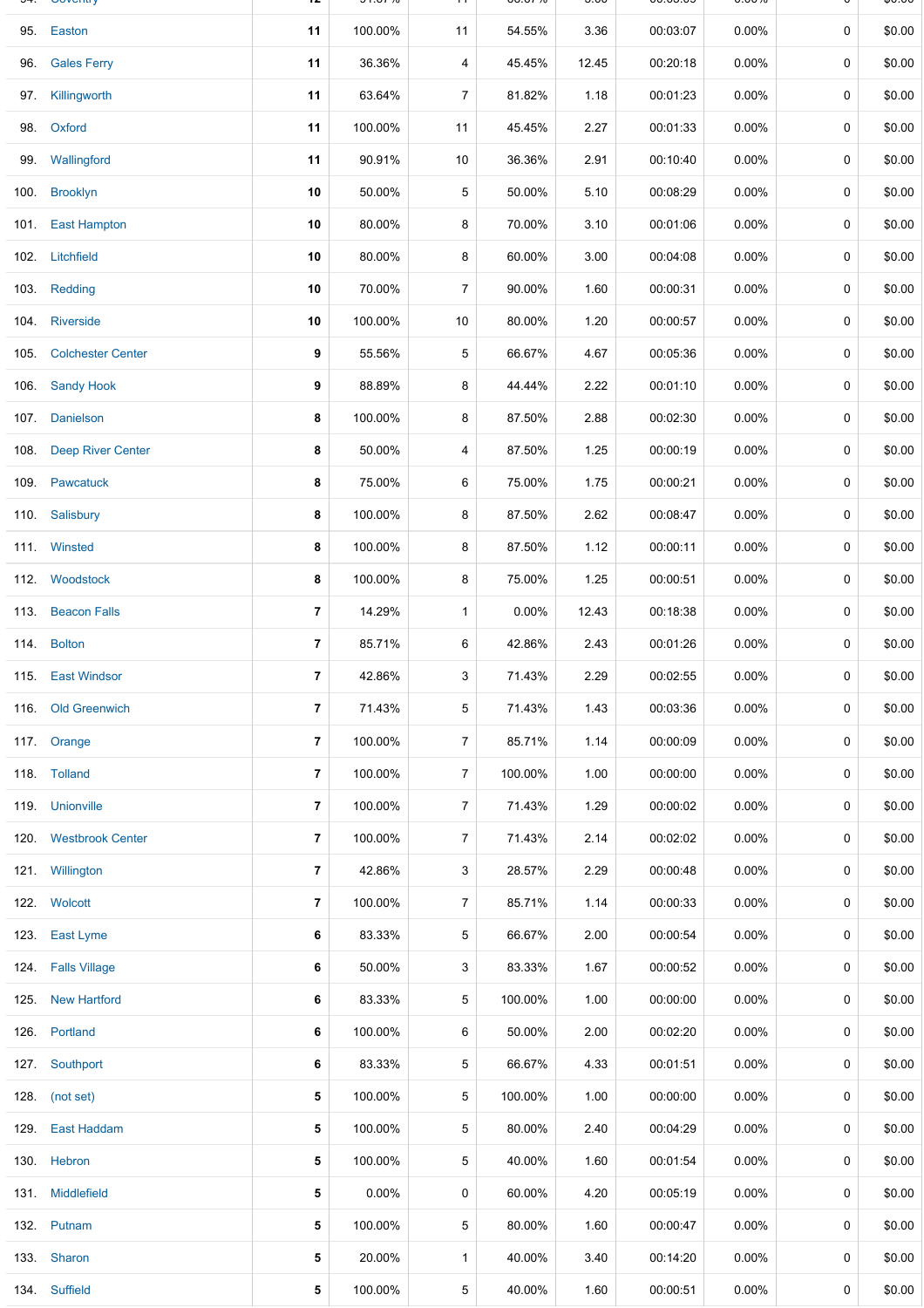| | | | | | | | | | | |
|---|---|---|---|---|---|---|---|---|---|---|
| 95. | Easton | 11 | 100.00% | 11 | 54.55% | 3.36 | 00:03:07 | 0.00% | 0 | $0.00 |
| 96. | Gales Ferry | 11 | 36.36% | 4 | 45.45% | 12.45 | 00:20:18 | 0.00% | 0 | $0.00 |
| 97. | Killingworth | 11 | 63.64% | 7 | 81.82% | 1.18 | 00:01:23 | 0.00% | 0 | $0.00 |
| 98. | Oxford | 11 | 100.00% | 11 | 45.45% | 2.27 | 00:01:33 | 0.00% | 0 | $0.00 |
| 99. | Wallingford | 11 | 90.91% | 10 | 36.36% | 2.91 | 00:10:40 | 0.00% | 0 | $0.00 |
| 100. | Brooklyn | 10 | 50.00% | 5 | 50.00% | 5.10 | 00:08:29 | 0.00% | 0 | $0.00 |
| 101. | East Hampton | 10 | 80.00% | 8 | 70.00% | 3.10 | 00:01:06 | 0.00% | 0 | $0.00 |
| 102. | Litchfield | 10 | 80.00% | 8 | 60.00% | 3.00 | 00:04:08 | 0.00% | 0 | $0.00 |
| 103. | Redding | 10 | 70.00% | 7 | 90.00% | 1.60 | 00:00:31 | 0.00% | 0 | $0.00 |
| 104. | Riverside | 10 | 100.00% | 10 | 80.00% | 1.20 | 00:00:57 | 0.00% | 0 | $0.00 |
| 105. | Colchester Center | 9 | 55.56% | 5 | 66.67% | 4.67 | 00:05:36 | 0.00% | 0 | $0.00 |
| 106. | Sandy Hook | 9 | 88.89% | 8 | 44.44% | 2.22 | 00:01:10 | 0.00% | 0 | $0.00 |
| 107. | Danielson | 8 | 100.00% | 8 | 87.50% | 2.88 | 00:02:30 | 0.00% | 0 | $0.00 |
| 108. | Deep River Center | 8 | 50.00% | 4 | 87.50% | 1.25 | 00:00:19 | 0.00% | 0 | $0.00 |
| 109. | Pawcatuck | 8 | 75.00% | 6 | 75.00% | 1.75 | 00:00:21 | 0.00% | 0 | $0.00 |
| 110. | Salisbury | 8 | 100.00% | 8 | 87.50% | 2.62 | 00:08:47 | 0.00% | 0 | $0.00 |
| 111. | Winsted | 8 | 100.00% | 8 | 87.50% | 1.12 | 00:00:11 | 0.00% | 0 | $0.00 |
| 112. | Woodstock | 8 | 100.00% | 8 | 75.00% | 1.25 | 00:00:51 | 0.00% | 0 | $0.00 |
| 113. | Beacon Falls | 7 | 14.29% | 1 | 0.00% | 12.43 | 00:18:38 | 0.00% | 0 | $0.00 |
| 114. | Bolton | 7 | 85.71% | 6 | 42.86% | 2.43 | 00:01:26 | 0.00% | 0 | $0.00 |
| 115. | East Windsor | 7 | 42.86% | 3 | 71.43% | 2.29 | 00:02:55 | 0.00% | 0 | $0.00 |
| 116. | Old Greenwich | 7 | 71.43% | 5 | 71.43% | 1.43 | 00:03:36 | 0.00% | 0 | $0.00 |
| 117. | Orange | 7 | 100.00% | 7 | 85.71% | 1.14 | 00:00:09 | 0.00% | 0 | $0.00 |
| 118. | Tolland | 7 | 100.00% | 7 | 100.00% | 1.00 | 00:00:00 | 0.00% | 0 | $0.00 |
| 119. | Unionville | 7 | 100.00% | 7 | 71.43% | 1.29 | 00:00:02 | 0.00% | 0 | $0.00 |
| 120. | Westbrook Center | 7 | 100.00% | 7 | 71.43% | 2.14 | 00:02:02 | 0.00% | 0 | $0.00 |
| 121. | Willington | 7 | 42.86% | 3 | 28.57% | 2.29 | 00:00:48 | 0.00% | 0 | $0.00 |
| 122. | Wolcott | 7 | 100.00% | 7 | 85.71% | 1.14 | 00:00:33 | 0.00% | 0 | $0.00 |
| 123. | East Lyme | 6 | 83.33% | 5 | 66.67% | 2.00 | 00:00:54 | 0.00% | 0 | $0.00 |
| 124. | Falls Village | 6 | 50.00% | 3 | 83.33% | 1.67 | 00:00:52 | 0.00% | 0 | $0.00 |
| 125. | New Hartford | 6 | 83.33% | 5 | 100.00% | 1.00 | 00:00:00 | 0.00% | 0 | $0.00 |
| 126. | Portland | 6 | 100.00% | 6 | 50.00% | 2.00 | 00:02:20 | 0.00% | 0 | $0.00 |
| 127. | Southport | 6 | 83.33% | 5 | 66.67% | 4.33 | 00:01:51 | 0.00% | 0 | $0.00 |
| 128. | (not set) | 5 | 100.00% | 5 | 100.00% | 1.00 | 00:00:00 | 0.00% | 0 | $0.00 |
| 129. | East Haddam | 5 | 100.00% | 5 | 80.00% | 2.40 | 00:04:29 | 0.00% | 0 | $0.00 |
| 130. | Hebron | 5 | 100.00% | 5 | 40.00% | 1.60 | 00:01:54 | 0.00% | 0 | $0.00 |
| 131. | Middlefield | 5 | 0.00% | 0 | 60.00% | 4.20 | 00:05:19 | 0.00% | 0 | $0.00 |
| 132. | Putnam | 5 | 100.00% | 5 | 80.00% | 1.60 | 00:00:47 | 0.00% | 0 | $0.00 |
| 133. | Sharon | 5 | 20.00% | 1 | 40.00% | 3.40 | 00:14:20 | 0.00% | 0 | $0.00 |
| 134. | Suffield | 5 | 100.00% | 5 | 40.00% | 1.60 | 00:00:51 | 0.00% | 0 | $0.00 |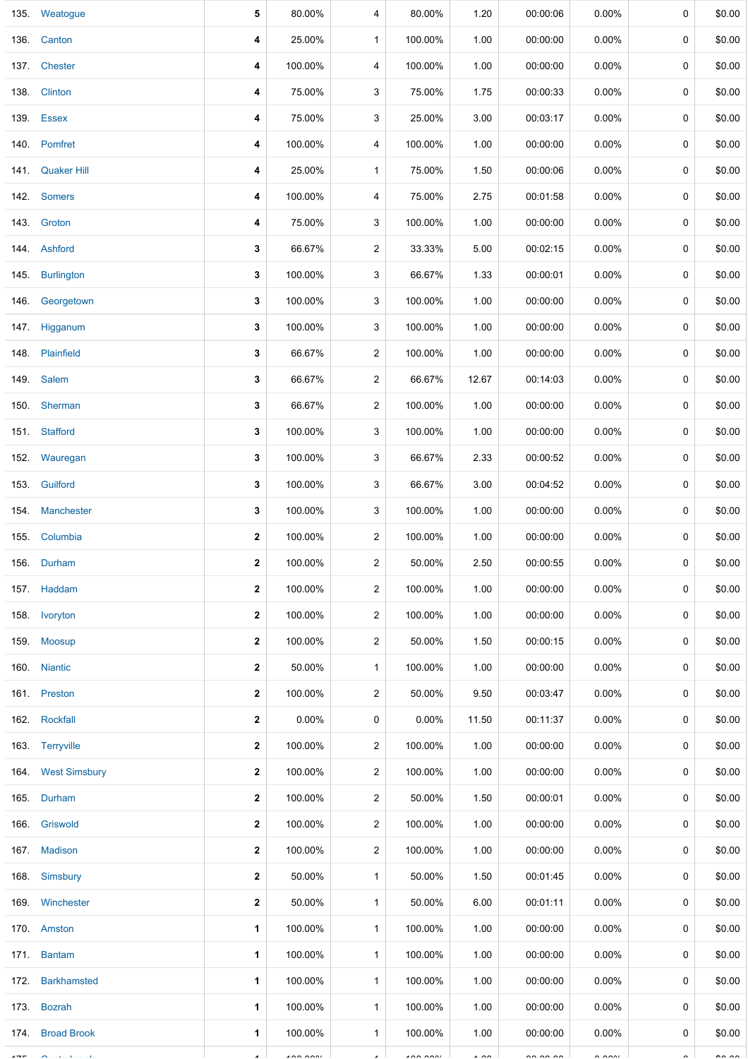| | | | | | | | | | | |
|---|---|---|---|---|---|---|---|---|---|---|
| 135. | Weatogue | 5 | 80.00% | 4 | 80.00% | 1.20 | 00:00:06 | 0.00% | 0 | $0.00 |
| 136. | Canton | 4 | 25.00% | 1 | 100.00% | 1.00 | 00:00:00 | 0.00% | 0 | $0.00 |
| 137. | Chester | 4 | 100.00% | 4 | 100.00% | 1.00 | 00:00:00 | 0.00% | 0 | $0.00 |
| 138. | Clinton | 4 | 75.00% | 3 | 75.00% | 1.75 | 00:00:33 | 0.00% | 0 | $0.00 |
| 139. | Essex | 4 | 75.00% | 3 | 25.00% | 3.00 | 00:03:17 | 0.00% | 0 | $0.00 |
| 140. | Pomfret | 4 | 100.00% | 4 | 100.00% | 1.00 | 00:00:00 | 0.00% | 0 | $0.00 |
| 141. | Quaker Hill | 4 | 25.00% | 1 | 75.00% | 1.50 | 00:00:06 | 0.00% | 0 | $0.00 |
| 142. | Somers | 4 | 100.00% | 4 | 75.00% | 2.75 | 00:01:58 | 0.00% | 0 | $0.00 |
| 143. | Groton | 4 | 75.00% | 3 | 100.00% | 1.00 | 00:00:00 | 0.00% | 0 | $0.00 |
| 144. | Ashford | 3 | 66.67% | 2 | 33.33% | 5.00 | 00:02:15 | 0.00% | 0 | $0.00 |
| 145. | Burlington | 3 | 100.00% | 3 | 66.67% | 1.33 | 00:00:01 | 0.00% | 0 | $0.00 |
| 146. | Georgetown | 3 | 100.00% | 3 | 100.00% | 1.00 | 00:00:00 | 0.00% | 0 | $0.00 |
| 147. | Higganum | 3 | 100.00% | 3 | 100.00% | 1.00 | 00:00:00 | 0.00% | 0 | $0.00 |
| 148. | Plainfield | 3 | 66.67% | 2 | 100.00% | 1.00 | 00:00:00 | 0.00% | 0 | $0.00 |
| 149. | Salem | 3 | 66.67% | 2 | 66.67% | 12.67 | 00:14:03 | 0.00% | 0 | $0.00 |
| 150. | Sherman | 3 | 66.67% | 2 | 100.00% | 1.00 | 00:00:00 | 0.00% | 0 | $0.00 |
| 151. | Stafford | 3 | 100.00% | 3 | 100.00% | 1.00 | 00:00:00 | 0.00% | 0 | $0.00 |
| 152. | Wauregan | 3 | 100.00% | 3 | 66.67% | 2.33 | 00:00:52 | 0.00% | 0 | $0.00 |
| 153. | Guilford | 3 | 100.00% | 3 | 66.67% | 3.00 | 00:04:52 | 0.00% | 0 | $0.00 |
| 154. | Manchester | 3 | 100.00% | 3 | 100.00% | 1.00 | 00:00:00 | 0.00% | 0 | $0.00 |
| 155. | Columbia | 2 | 100.00% | 2 | 100.00% | 1.00 | 00:00:00 | 0.00% | 0 | $0.00 |
| 156. | Durham | 2 | 100.00% | 2 | 50.00% | 2.50 | 00:00:55 | 0.00% | 0 | $0.00 |
| 157. | Haddam | 2 | 100.00% | 2 | 100.00% | 1.00 | 00:00:00 | 0.00% | 0 | $0.00 |
| 158. | Ivoryton | 2 | 100.00% | 2 | 100.00% | 1.00 | 00:00:00 | 0.00% | 0 | $0.00 |
| 159. | Moosup | 2 | 100.00% | 2 | 50.00% | 1.50 | 00:00:15 | 0.00% | 0 | $0.00 |
| 160. | Niantic | 2 | 50.00% | 1 | 100.00% | 1.00 | 00:00:00 | 0.00% | 0 | $0.00 |
| 161. | Preston | 2 | 100.00% | 2 | 50.00% | 9.50 | 00:03:47 | 0.00% | 0 | $0.00 |
| 162. | Rockfall | 2 | 0.00% | 0 | 0.00% | 11.50 | 00:11:37 | 0.00% | 0 | $0.00 |
| 163. | Terryville | 2 | 100.00% | 2 | 100.00% | 1.00 | 00:00:00 | 0.00% | 0 | $0.00 |
| 164. | West Simsbury | 2 | 100.00% | 2 | 100.00% | 1.00 | 00:00:00 | 0.00% | 0 | $0.00 |
| 165. | Durham | 2 | 100.00% | 2 | 50.00% | 1.50 | 00:00:01 | 0.00% | 0 | $0.00 |
| 166. | Griswold | 2 | 100.00% | 2 | 100.00% | 1.00 | 00:00:00 | 0.00% | 0 | $0.00 |
| 167. | Madison | 2 | 100.00% | 2 | 100.00% | 1.00 | 00:00:00 | 0.00% | 0 | $0.00 |
| 168. | Simsbury | 2 | 50.00% | 1 | 50.00% | 1.50 | 00:01:45 | 0.00% | 0 | $0.00 |
| 169. | Winchester | 2 | 50.00% | 1 | 50.00% | 6.00 | 00:01:11 | 0.00% | 0 | $0.00 |
| 170. | Amston | 1 | 100.00% | 1 | 100.00% | 1.00 | 00:00:00 | 0.00% | 0 | $0.00 |
| 171. | Bantam | 1 | 100.00% | 1 | 100.00% | 1.00 | 00:00:00 | 0.00% | 0 | $0.00 |
| 172. | Barkhamsted | 1 | 100.00% | 1 | 100.00% | 1.00 | 00:00:00 | 0.00% | 0 | $0.00 |
| 173. | Bozrah | 1 | 100.00% | 1 | 100.00% | 1.00 | 00:00:00 | 0.00% | 0 | $0.00 |
| 174. | Broad Brook | 1 | 100.00% | 1 | 100.00% | 1.00 | 00:00:00 | 0.00% | 0 | $0.00 |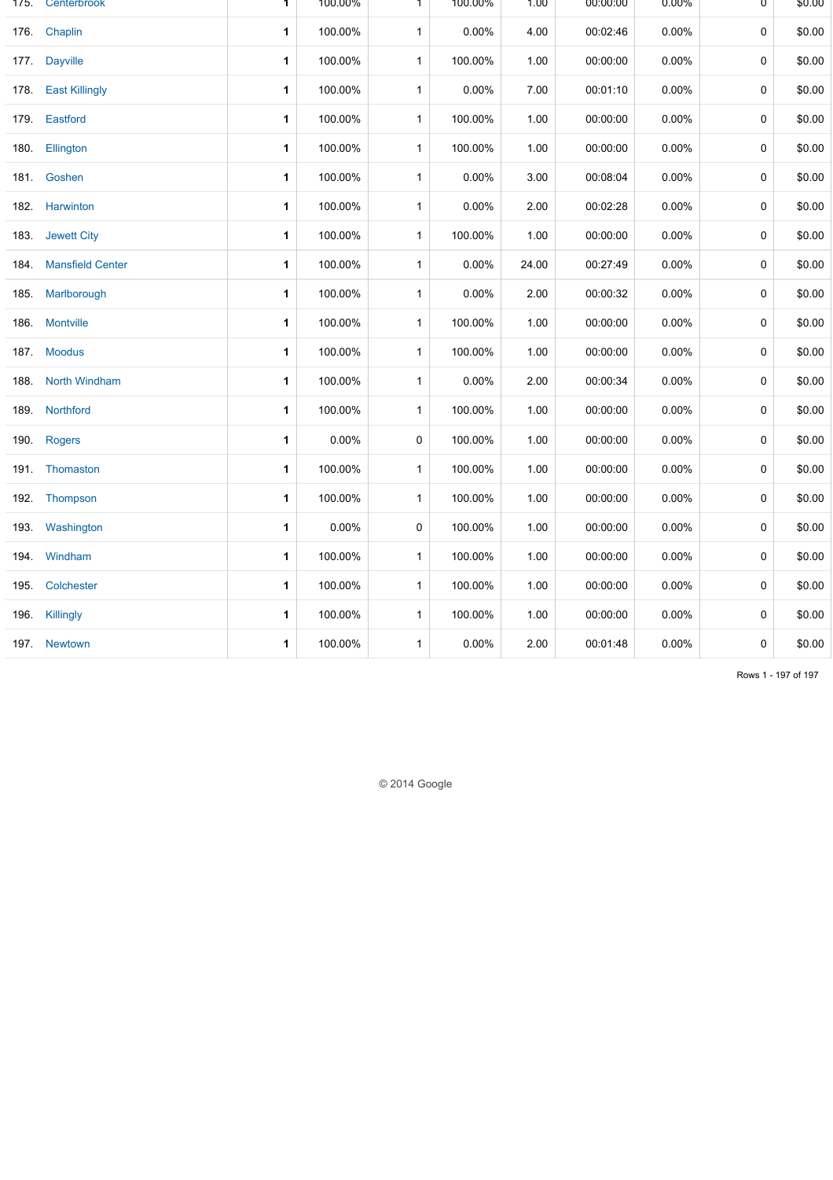| | | | | | | | | | | |
|---|---|---|---|---|---|---|---|---|---|---|
| 175. | Centerbrook | 1 | 100.00% | 1 | 100.00% | 1.00 | 00:00:00 | 0.00% | 0 | $0.00 |
| 176. | Chaplin | 1 | 100.00% | 1 | 0.00% | 4.00 | 00:02:46 | 0.00% | 0 | $0.00 |
| 177. | Dayville | 1 | 100.00% | 1 | 100.00% | 1.00 | 00:00:00 | 0.00% | 0 | $0.00 |
| 178. | East Killingly | 1 | 100.00% | 1 | 0.00% | 7.00 | 00:01:10 | 0.00% | 0 | $0.00 |
| 179. | Eastford | 1 | 100.00% | 1 | 100.00% | 1.00 | 00:00:00 | 0.00% | 0 | $0.00 |
| 180. | Ellington | 1 | 100.00% | 1 | 100.00% | 1.00 | 00:00:00 | 0.00% | 0 | $0.00 |
| 181. | Goshen | 1 | 100.00% | 1 | 0.00% | 3.00 | 00:08:04 | 0.00% | 0 | $0.00 |
| 182. | Harwinton | 1 | 100.00% | 1 | 0.00% | 2.00 | 00:02:28 | 0.00% | 0 | $0.00 |
| 183. | Jewett City | 1 | 100.00% | 1 | 100.00% | 1.00 | 00:00:00 | 0.00% | 0 | $0.00 |
| 184. | Mansfield Center | 1 | 100.00% | 1 | 0.00% | 24.00 | 00:27:49 | 0.00% | 0 | $0.00 |
| 185. | Marlborough | 1 | 100.00% | 1 | 0.00% | 2.00 | 00:00:32 | 0.00% | 0 | $0.00 |
| 186. | Montville | 1 | 100.00% | 1 | 100.00% | 1.00 | 00:00:00 | 0.00% | 0 | $0.00 |
| 187. | Moodus | 1 | 100.00% | 1 | 100.00% | 1.00 | 00:00:00 | 0.00% | 0 | $0.00 |
| 188. | North Windham | 1 | 100.00% | 1 | 0.00% | 2.00 | 00:00:34 | 0.00% | 0 | $0.00 |
| 189. | Northford | 1 | 100.00% | 1 | 100.00% | 1.00 | 00:00:00 | 0.00% | 0 | $0.00 |
| 190. | Rogers | 1 | 0.00% | 0 | 100.00% | 1.00 | 00:00:00 | 0.00% | 0 | $0.00 |
| 191. | Thomaston | 1 | 100.00% | 1 | 100.00% | 1.00 | 00:00:00 | 0.00% | 0 | $0.00 |
| 192. | Thompson | 1 | 100.00% | 1 | 100.00% | 1.00 | 00:00:00 | 0.00% | 0 | $0.00 |
| 193. | Washington | 1 | 0.00% | 0 | 100.00% | 1.00 | 00:00:00 | 0.00% | 0 | $0.00 |
| 194. | Windham | 1 | 100.00% | 1 | 100.00% | 1.00 | 00:00:00 | 0.00% | 0 | $0.00 |
| 195. | Colchester | 1 | 100.00% | 1 | 100.00% | 1.00 | 00:00:00 | 0.00% | 0 | $0.00 |
| 196. | Killingly | 1 | 100.00% | 1 | 100.00% | 1.00 | 00:00:00 | 0.00% | 0 | $0.00 |
| 197. | Newtown | 1 | 100.00% | 1 | 0.00% | 2.00 | 00:01:48 | 0.00% | 0 | $0.00 |

Rows 1 - 197 of 197

© 2014 Google